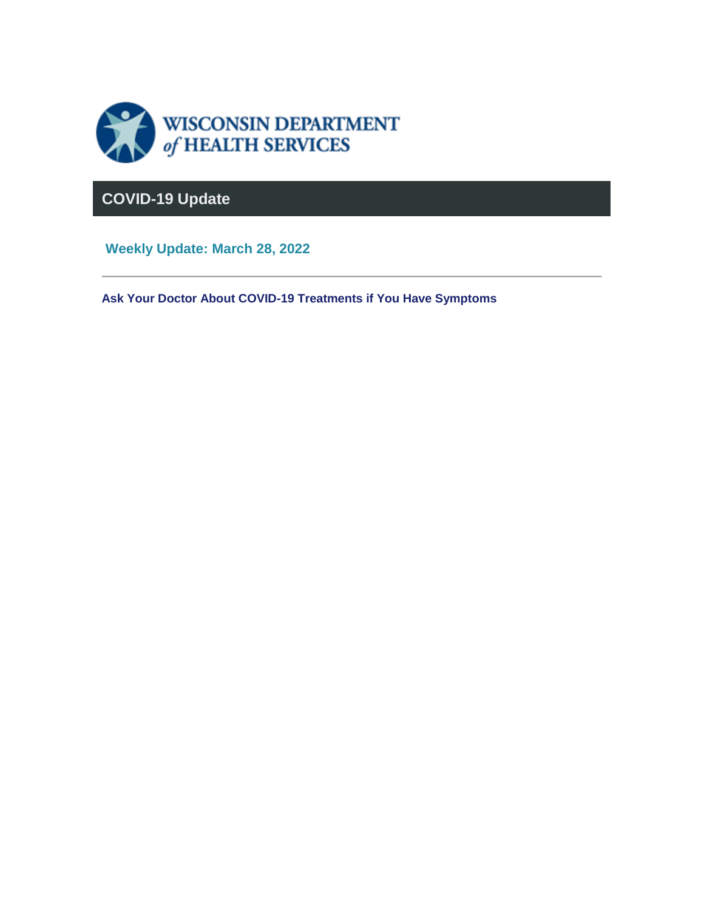WISCONSIN DEPARTMENT of HEALTH SERVICES

# COVID-19 Update

## Weekly Update: March 28, 2022

---

### Ask Your Doctor About COVID-19 Treatments if You Have Symptoms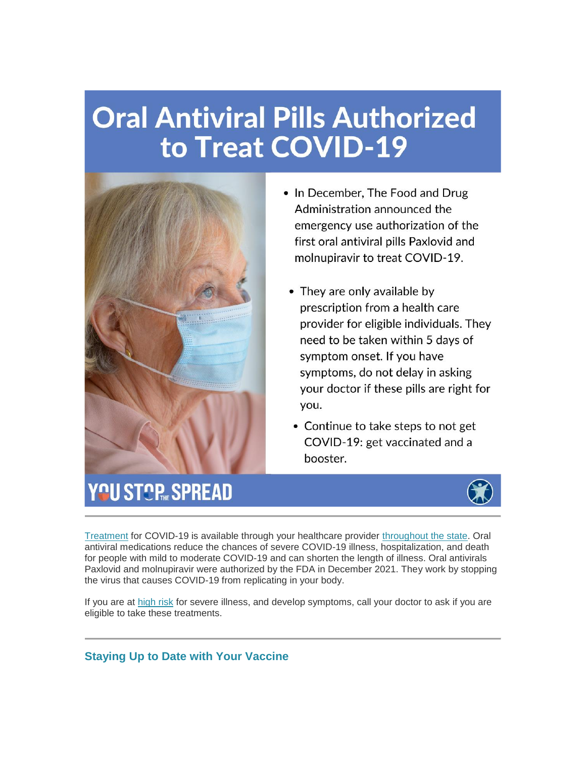# Oral Antiviral Pills Authorized to Treat COVID-19

- In December, The Food and Drug Administration announced the emergency use authorization of the first oral antiviral pills Paxlovid and molnupiravir to treat COVID-19.
- They are only available by prescription from a health care provider for eligible individuals. They need to be taken within 5 days of symptom onset. If you have symptoms, do not delay in asking your doctor if these pills are right for you.
- Continue to take steps to not get COVID-19: get vaccinated and a booster.

YOU STOP THE SPREAD

---

Treatment for COVID-19 is available through your healthcare provider throughout the state. Oral antiviral medications reduce the chances of severe COVID-19 illness, hospitalization, and death for people with mild to moderate COVID-19 and can shorten the length of illness. Oral antivirals Paxlovid and molnupiravir were authorized by the FDA in December 2021. They work by stopping the virus that causes COVID-19 from replicating in your body.

If you are at high risk for severe illness, and develop symptoms, call your doctor to ask if you are eligible to take these treatments.

---

### Staying Up to Date with Your Vaccine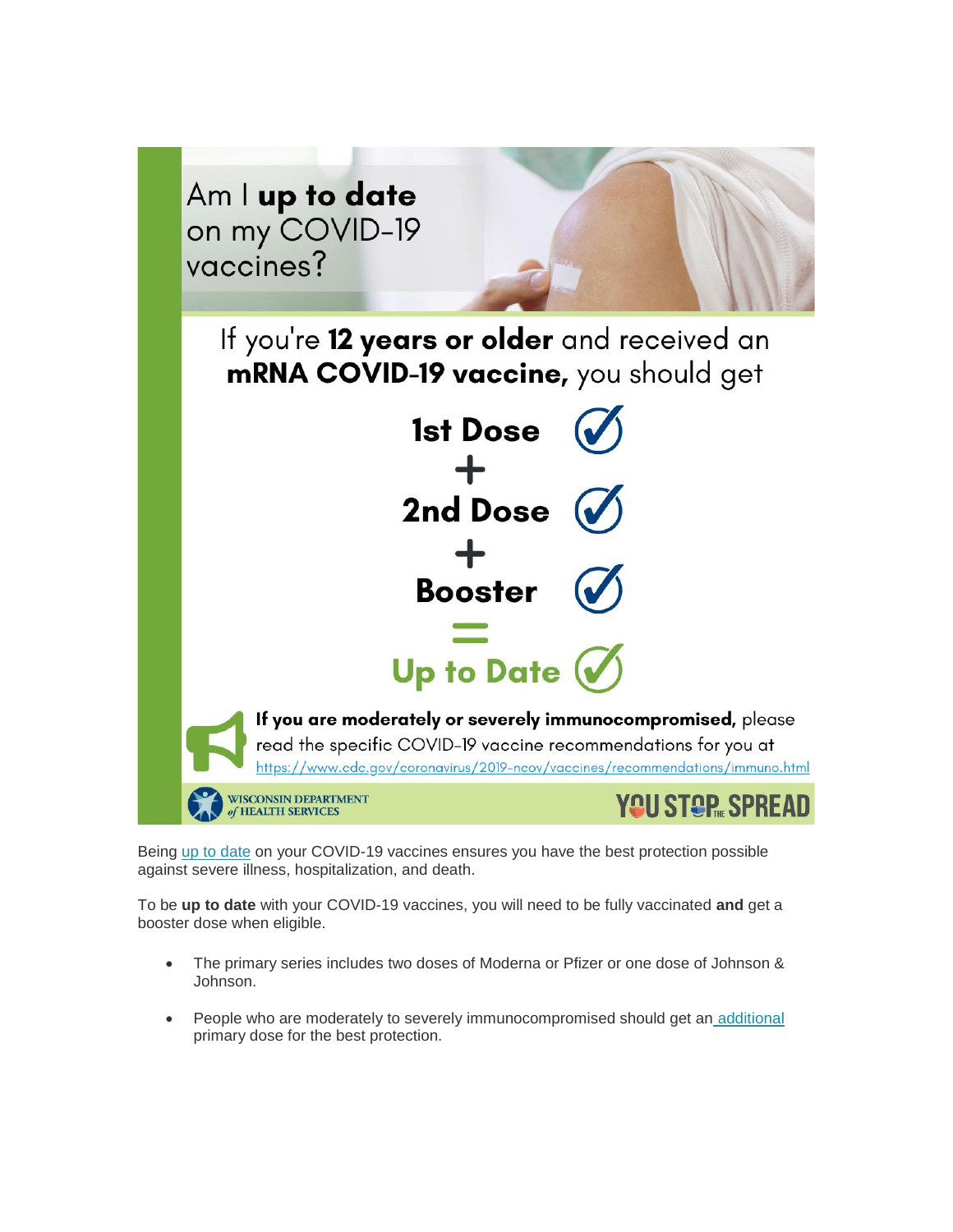# Am I **up to date** on my COVID-19 vaccines?

If you're **12 years or older** and received an **mRNA COVID-19 vaccine,** you should get

**1st Dose** ✓

**+**

**2nd Dose** ✓

**+**

**Booster** ✓

**=**

**Up to Date** ✓

**If you are moderately or severely immunocompromised,** please read the specific COVID-19 vaccine recommendations for you at https://www.cdc.gov/coronavirus/2019-ncov/vaccines/recommendations/immuno.html

WISCONSIN DEPARTMENT *of* HEALTH SERVICES

YOU STOP THE SPREAD

Being up to date on your COVID-19 vaccines ensures you have the best protection possible against severe illness, hospitalization, and death.

To be **up to date** with your COVID-19 vaccines, you will need to be fully vaccinated **and** get a booster dose when eligible.

- The primary series includes two doses of Moderna or Pfizer or one dose of Johnson & Johnson.
- People who are moderately to severely immunocompromised should get an additional primary dose for the best protection.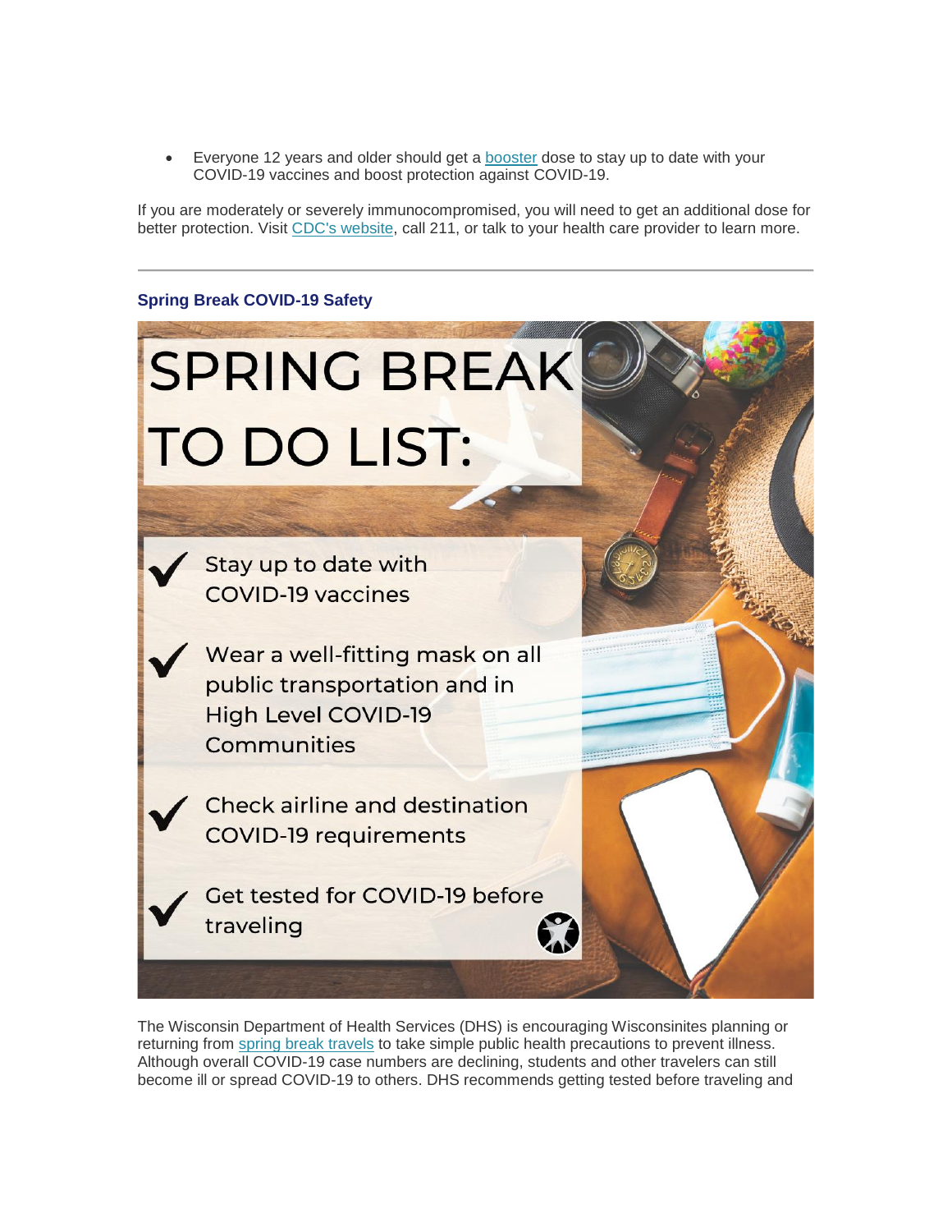- Everyone 12 years and older should get a booster dose to stay up to date with your COVID-19 vaccines and boost protection against COVID-19.

If you are moderately or severely immunocompromised, you will need to get an additional dose for better protection. Visit CDC's website, call 211, or talk to your health care provider to learn more.

---

### Spring Break COVID-19 Safety

SPRING BREAK TO DO LIST:

- ✓ Stay up to date with COVID-19 vaccines
- ✓ Wear a well-fitting mask on all public transportation and in High Level COVID-19 Communities
- ✓ Check airline and destination COVID-19 requirements
- ✓ Get tested for COVID-19 before traveling

The Wisconsin Department of Health Services (DHS) is encouraging Wisconsinites planning or returning from spring break travels to take simple public health precautions to prevent illness. Although overall COVID-19 case numbers are declining, students and other travelers can still become ill or spread COVID-19 to others. DHS recommends getting tested before traveling and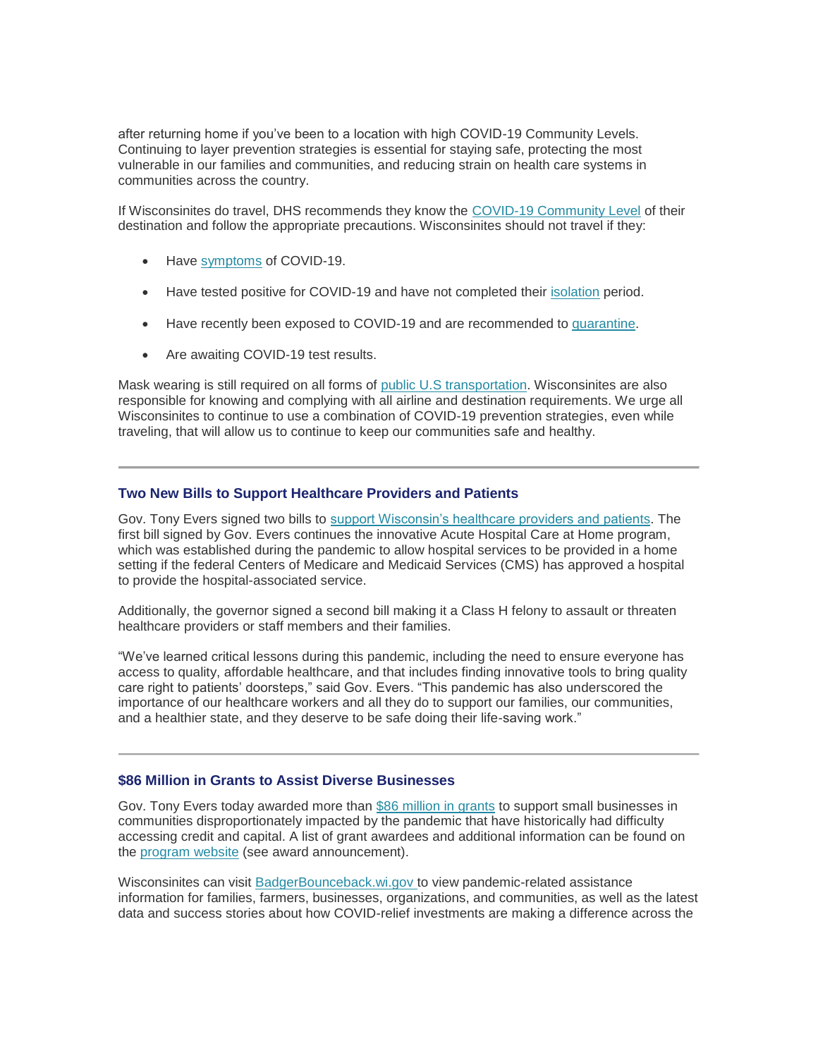after returning home if you've been to a location with high COVID-19 Community Levels. Continuing to layer prevention strategies is essential for staying safe, protecting the most vulnerable in our families and communities, and reducing strain on health care systems in communities across the country.

If Wisconsinites do travel, DHS recommends they know the COVID-19 Community Level of their destination and follow the appropriate precautions. Wisconsinites should not travel if they:

- Have symptoms of COVID-19.
- Have tested positive for COVID-19 and have not completed their isolation period.
- Have recently been exposed to COVID-19 and are recommended to quarantine.
- Are awaiting COVID-19 test results.

Mask wearing is still required on all forms of public U.S transportation. Wisconsinites are also responsible for knowing and complying with all airline and destination requirements. We urge all Wisconsinites to continue to use a combination of COVID-19 prevention strategies, even while traveling, that will allow us to continue to keep our communities safe and healthy.

---

### Two New Bills to Support Healthcare Providers and Patients

Gov. Tony Evers signed two bills to support Wisconsin's healthcare providers and patients. The first bill signed by Gov. Evers continues the innovative Acute Hospital Care at Home program, which was established during the pandemic to allow hospital services to be provided in a home setting if the federal Centers of Medicare and Medicaid Services (CMS) has approved a hospital to provide the hospital-associated service.

Additionally, the governor signed a second bill making it a Class H felony to assault or threaten healthcare providers or staff members and their families.

"We've learned critical lessons during this pandemic, including the need to ensure everyone has access to quality, affordable healthcare, and that includes finding innovative tools to bring quality care right to patients' doorsteps," said Gov. Evers. "This pandemic has also underscored the importance of our healthcare workers and all they do to support our families, our communities, and a healthier state, and they deserve to be safe doing their life-saving work."

---

### $86 Million in Grants to Assist Diverse Businesses

Gov. Tony Evers today awarded more than $86 million in grants to support small businesses in communities disproportionately impacted by the pandemic that have historically had difficulty accessing credit and capital. A list of grant awardees and additional information can be found on the program website (see award announcement).

Wisconsinites can visit BadgerBounceback.wi.gov to view pandemic-related assistance information for families, farmers, businesses, organizations, and communities, as well as the latest data and success stories about how COVID-relief investments are making a difference across the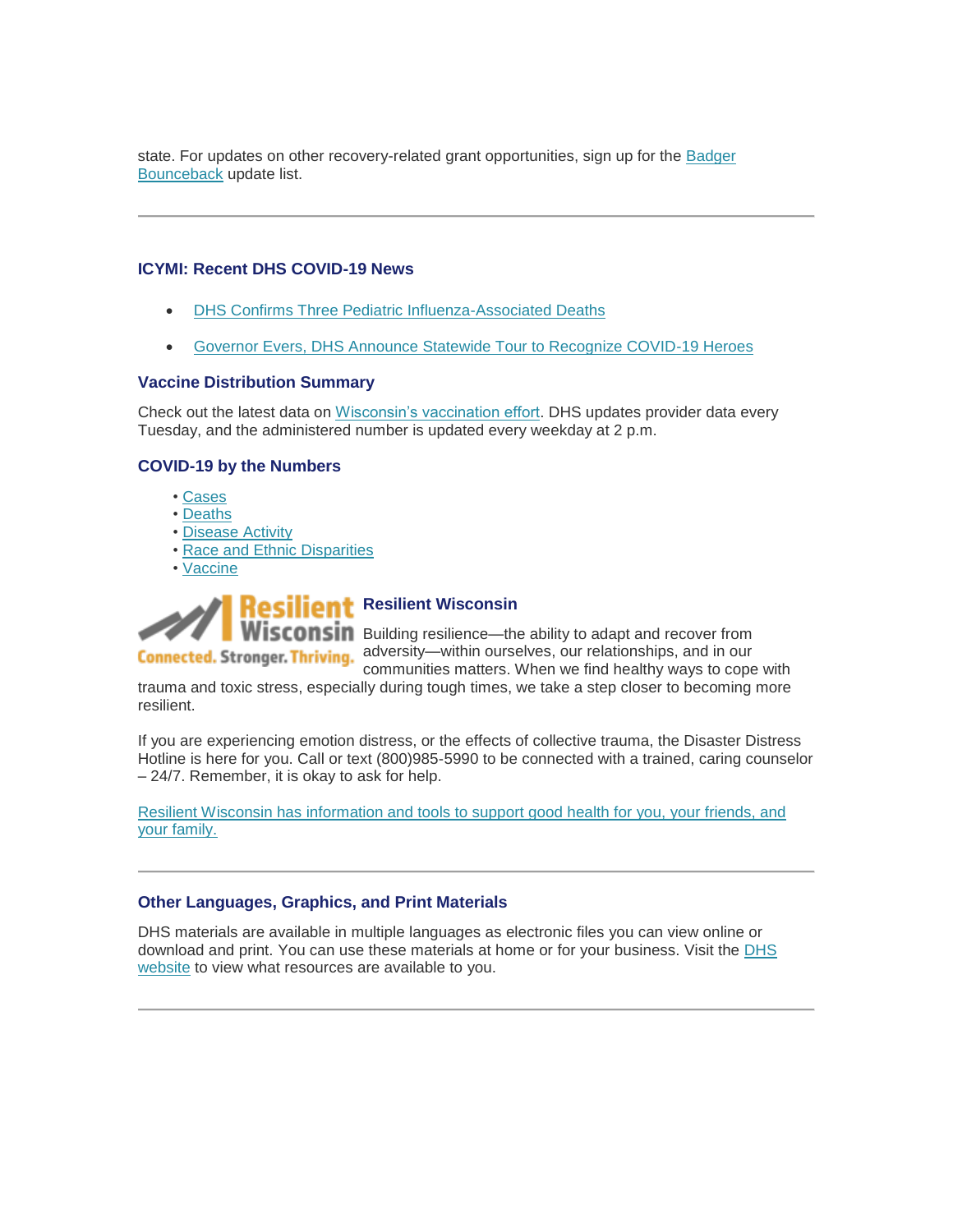state. For updates on other recovery-related grant opportunities, sign up for the Badger Bounceback update list.

---

### ICYMI: Recent DHS COVID-19 News

- DHS Confirms Three Pediatric Influenza-Associated Deaths
- Governor Evers, DHS Announce Statewide Tour to Recognize COVID-19 Heroes

### Vaccine Distribution Summary

Check out the latest data on Wisconsin's vaccination effort. DHS updates provider data every Tuesday, and the administered number is updated every weekday at 2 p.m.

### COVID-19 by the Numbers

- Cases
- Deaths
- Disease Activity
- Race and Ethnic Disparities
- Vaccine

### Resilient Wisconsin

Building resilience—the ability to adapt and recover from adversity—within ourselves, our relationships, and in our communities matters. When we find healthy ways to cope with trauma and toxic stress, especially during tough times, we take a step closer to becoming more resilient.

If you are experiencing emotion distress, or the effects of collective trauma, the Disaster Distress Hotline is here for you. Call or text (800)985-5990 to be connected with a trained, caring counselor – 24/7. Remember, it is okay to ask for help.

Resilient Wisconsin has information and tools to support good health for you, your friends, and your family.

---

### Other Languages, Graphics, and Print Materials

DHS materials are available in multiple languages as electronic files you can view online or download and print. You can use these materials at home or for your business. Visit the DHS website to view what resources are available to you.

---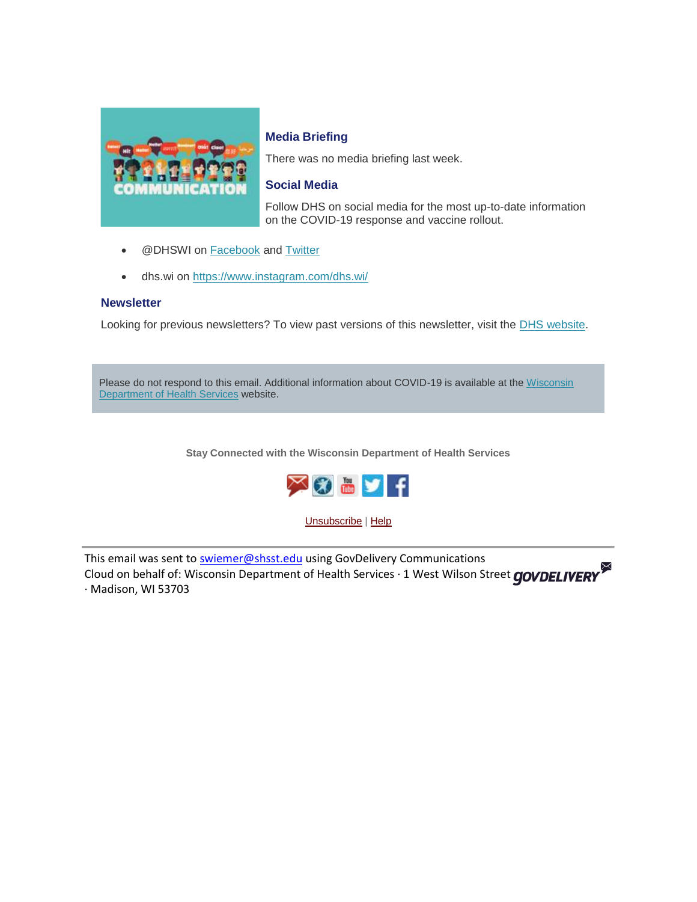### Media Briefing

There was no media briefing last week.

### Social Media

Follow DHS on social media for the most up-to-date information on the COVID-19 response and vaccine rollout.

- @DHSWI on Facebook and Twitter
- dhs.wi on https://www.instagram.com/dhs.wi/

### Newsletter

Looking for previous newsletters? To view past versions of this newsletter, visit the DHS website.

Please do not respond to this email. Additional information about COVID-19 is available at the Wisconsin Department of Health Services website.

**Stay Connected with the Wisconsin Department of Health Services**

Unsubscribe | Help

This email was sent to swiemer@shsst.edu using GovDelivery Communications Cloud on behalf of: Wisconsin Department of Health Services · 1 West Wilson Street · Madison, WI 53703

GOVDELIVERY